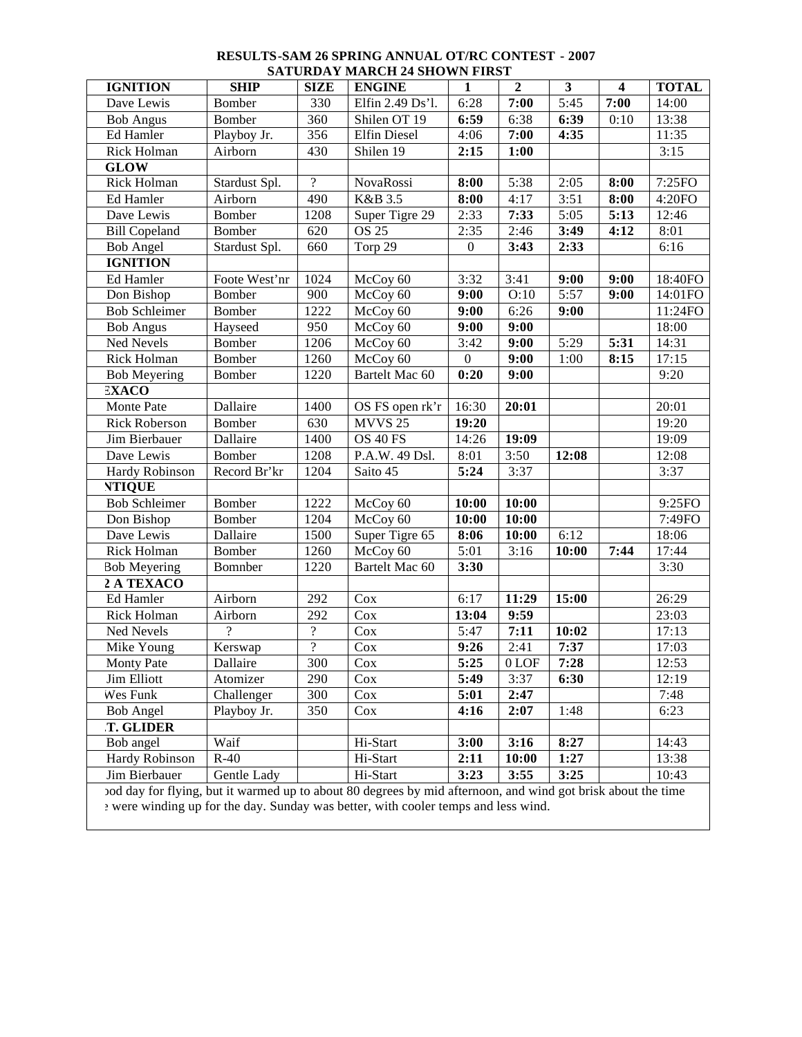**RESULTS-SAM 26 SPRING ANNUAL OT/RC CONTEST - 2007**
**SATURDAY MARCH 24 SHOWN FIRST**

| IGNITION | SHIP | SIZE | ENGINE | 1 | 2 | 3 | 4 | TOTAL |
|---|---|---|---|---|---|---|---|---|
| Dave Lewis | Bomber | 330 | Elfin 2.49 Ds'l. | 6:28 | **7:00** | 5:45 | **7:00** | 14:00 |
| Bob Angus | Bomber | 360 | Shilen OT 19 | **6:59** | 6:38 | **6:39** | 0:10 | 13:38 |
| Ed Hamler | Playboy Jr. | 356 | Elfin Diesel | 4:06 | **7:00** | **4:35** | | 11:35 |
| Rick Holman | Airborn | 430 | Shilen 19 | **2:15** | **1:00** | | | 3:15 |
| **GLOW** | | | | | | | | |
| Rick Holman | Stardust Spl. | ? | NovaRossi | **8:00** | 5:38 | 2:05 | **8:00** | 7:25FO |
| Ed Hamler | Airborn | 490 | K&B 3.5 | **8:00** | 4:17 | 3:51 | **8:00** | 4:20FO |
| Dave Lewis | Bomber | 1208 | Super Tigre 29 | 2:33 | **7:33** | 5:05 | **5:13** | 12:46 |
| Bill Copeland | Bomber | 620 | OS 25 | 2:35 | 2:46 | **3:49** | **4:12** | 8:01 |
| Bob Angel | Stardust Spl. | 660 | Torp 29 | 0 | **3:43** | **2:33** | | 6:16 |
| **IGNITION** | | | | | | | | |
| Ed Hamler | Foote West'nr | 1024 | McCoy 60 | 3:32 | 3:41 | **9:00** | **9:00** | 18:40FO |
| Don Bishop | Bomber | 900 | McCoy 60 | **9:00** | O:10 | 5:57 | **9:00** | 14:01FO |
| Bob Schleimer | Bomber | 1222 | McCoy 60 | **9:00** | 6:26 | **9:00** | | 11:24FO |
| Bob Angus | Hayseed | 950 | McCoy 60 | **9:00** | **9:00** | | | 18:00 |
| Ned Nevels | Bomber | 1206 | McCoy 60 | 3:42 | **9:00** | 5:29 | **5:31** | 14:31 |
| Rick Holman | Bomber | 1260 | McCoy 60 | 0 | **9:00** | 1:00 | **8:15** | 17:15 |
| Bob Meyering | Bomber | 1220 | Bartelt Mac 60 | **0:20** | **9:00** | | | 9:20 |
| **EXACO** | | | | | | | | |
| Monte Pate | Dallaire | 1400 | OS FS open rk'r | 16:30 | **20:01** | | | 20:01 |
| Rick Roberson | Bomber | 630 | MVVS 25 | **19:20** | | | | 19:20 |
| Jim Bierbauer | Dallaire | 1400 | OS 40 FS | 14:26 | **19:09** | | | 19:09 |
| Dave Lewis | Bomber | 1208 | P.A.W. 49 Dsl. | 8:01 | 3:50 | **12:08** | | 12:08 |
| Hardy Robinson | Record Br'kr | 1204 | Saito 45 | **5:24** | 3:37 | | | 3:37 |
| **NTIQUE** | | | | | | | | |
| Bob Schleimer | Bomber | 1222 | McCoy 60 | **10:00** | **10:00** | | | 9:25FO |
| Don Bishop | Bomber | 1204 | McCoy 60 | **10:00** | **10:00** | | | 7:49FO |
| Dave Lewis | Dallaire | 1500 | Super Tigre 65 | **8:06** | **10:00** | 6:12 | | 18:06 |
| Rick Holman | Bomber | 1260 | McCoy 60 | 5:01 | 3:16 | **10:00** | **7:44** | 17:44 |
| Bob Meyering | Bomnber | 1220 | Bartelt Mac 60 | **3:30** | | | | 3:30 |
| **2 A TEXACO** | | | | | | | | |
| Ed Hamler | Airborn | 292 | Cox | 6:17 | **11:29** | **15:00** | | 26:29 |
| Rick Holman | Airborn | 292 | Cox | **13:04** | **9:59** | | | 23:03 |
| Ned Nevels | ? | ? | Cox | 5:47 | **7:11** | **10:02** | | 17:13 |
| Mike Young | Kerswap | ? | Cox | **9:26** | 2:41 | **7:37** | | 17:03 |
| Monty Pate | Dallaire | 300 | Cox | **5:25** | 0 LOF | **7:28** | | 12:53 |
| Jim Elliott | Atomizer | 290 | Cox | **5:49** | 3:37 | **6:30** | | 12:19 |
| Wes Funk | Challenger | 300 | Cox | **5:01** | **2:47** | | | 7:48 |
| Bob Angel | Playboy Jr. | 350 | Cox | **4:16** | **2:07** | 1:48 | | 6:23 |
| **.T. GLIDER** | | | | | | | | |
| Bob angel | Waif | | Hi-Start | **3:00** | **3:16** | **8:27** | | 14:43 |
| Hardy Robinson | R-40 | | Hi-Start | **2:11** | **10:00** | **1:27** | | 13:38 |
| Jim Bierbauer | Gentle Lady | | Hi-Start | **3:23** | **3:55** | **3:25** | | 10:43 |

ood day for flying, but it warmed up to about 80 degrees by mid afternoon, and wind got brisk about the time e were winding up for the day. Sunday was better, with cooler temps and less wind.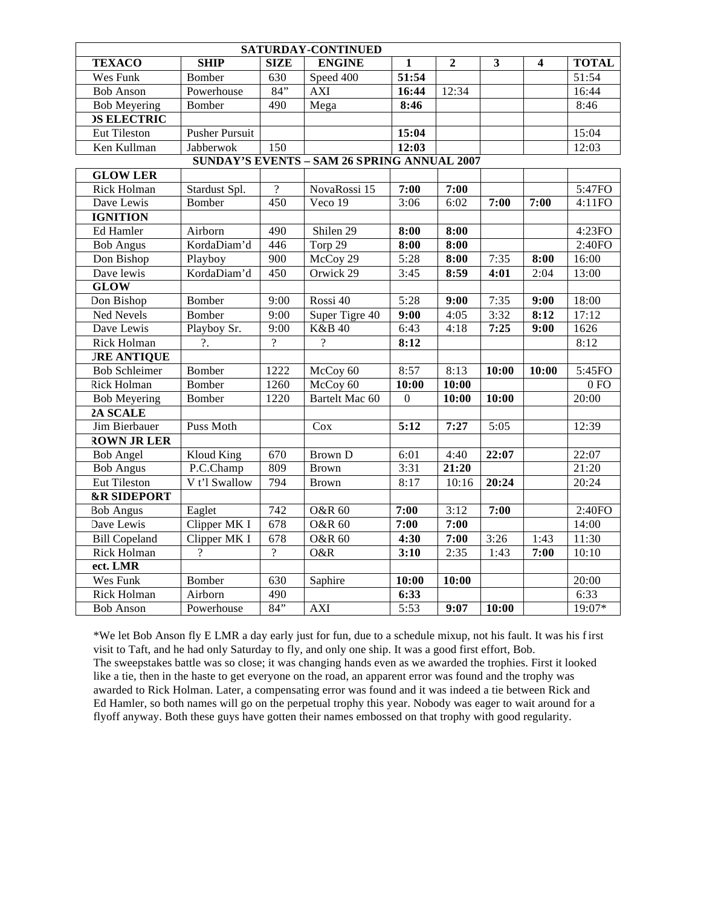| SATURDAY-CONTINUED | | | | | | | | |
|---|---|---|---|---|---|---|---|---|
| **TEXACO** | **SHIP** | **SIZE** | **ENGINE** | **1** | **2** | **3** | **4** | **TOTAL** |
| Wes Funk | Bomber | 630 | Speed 400 | **51:54** | | | | 51:54 |
| Bob Anson | Powerhouse | 84” | AXI | **16:44** | 12:34 | | | 16:44 |
| Bob Meyering | Bomber | 490 | Mega | **8:46** | | | | 8:46 |
| **)S ELECTRIC** | | | | | | | | |
| Eut Tileston | Pusher Pursuit | | | **15:04** | | | | 15:04 |
| Ken Kullman | Jabberwok | 150 | | **12:03** | | | | 12:03 |
| **SUNDAY’S EVENTS – SAM 26 SPRING ANNUAL 2007** | | | | | | | | |
| **GLOW LER** | | | | | | | | |
| Rick Holman | Stardust Spl. | ? | NovaRossi 15 | **7:00** | **7:00** | | | 5:47FO |
| Dave Lewis | Bomber | 450 | Veco 19 | 3:06 | 6:02 | **7:00** | **7:00** | 4:11FO |
| **IGNITION** | | | | | | | | |
| Ed Hamler | Airborn | 490 | Shilen 29 | **8:00** | **8:00** | | | 4:23FO |
| Bob Angus | KordaDiam’d | 446 | Torp 29 | **8:00** | **8:00** | | | 2:40FO |
| Don Bishop | Playboy | 900 | McCoy 29 | 5:28 | **8:00** | 7:35 | **8:00** | 16:00 |
| Dave lewis | KordaDiam’d | 450 | Orwick 29 | 3:45 | **8:59** | **4:01** | 2:04 | 13:00 |
| **GLOW** | | | | | | | | |
| Don Bishop | Bomber | 9:00 | Rossi 40 | 5:28 | **9:00** | 7:35 | **9:00** | 18:00 |
| Ned Nevels | Bomber | 9:00 | Super Tigre 40 | **9:00** | 4:05 | 3:32 | **8:12** | 17:12 |
| Dave Lewis | Playboy Sr. | 9:00 | K&B 40 | 6:43 | 4:18 | **7:25** | **9:00** | 1626 |
| Rick Holman | ?. | ? | ? | **8:12** | | | | 8:12 |
| **JRE ANTIQUE** | | | | | | | | |
| Bob Schleimer | Bomber | 1222 | McCoy 60 | 8:57 | 8:13 | **10:00** | **10:00** | 5:45FO |
| Rick Holman | Bomber | 1260 | McCoy 60 | **10:00** | **10:00** | | | 0 FO |
| Bob Meyering | Bomber | 1220 | Bartelt Mac 60 | 0 | **10:00** | **10:00** | | 20:00 |
| **2A SCALE** | | | | | | | | |
| Jim Bierbauer | Puss Moth | | Cox | **5:12** | **7:27** | 5:05 | | 12:39 |
| **ROWN JR LER** | | | | | | | | |
| Bob Angel | Kloud King | 670 | Brown D | 6:01 | 4:40 | **22:07** | | 22:07 |
| Bob Angus | P.C.Champ | 809 | Brown | 3:31 | **21:20** | | | 21:20 |
| Eut Tileston | V t’l Swallow | 794 | Brown | 8:17 | 10:16 | **20:24** | | 20:24 |
| **&R SIDEPORT** | | | | | | | | |
| Bob Angus | Eaglet | 742 | O&R 60 | **7:00** | 3:12 | **7:00** | | 2:40FO |
| Dave Lewis | Clipper MK I | 678 | O&R 60 | **7:00** | **7:00** | | | 14:00 |
| Bill Copeland | Clipper MK I | 678 | O&R 60 | **4:30** | **7:00** | 3:26 | 1:43 | 11:30 |
| Rick Holman | ? | ? | O&R | **3:10** | 2:35 | 1:43 | **7:00** | 10:10 |
| **ect. LMR** | | | | | | | | |
| Wes Funk | Bomber | 630 | Saphire | **10:00** | **10:00** | | | 20:00 |
| Rick Holman | Airborn | 490 | | **6:33** | | | | 6:33 |
| Bob Anson | Powerhouse | 84” | AXI | 5:53 | **9:07** | **10:00** | | 19:07* |

*We let Bob Anson fly E LMR a day early just for fun, due to a schedule mixup, not his fault. It was his first visit to Taft, and he had only Saturday to fly, and only one ship. It was a good first effort, Bob.
The sweepstakes battle was so close; it was changing hands even as we awarded the trophies. First it looked like a tie, then in the haste to get everyone on the road, an apparent error was found and the trophy was awarded to Rick Holman. Later, a compensating error was found and it was indeed a tie between Rick and Ed Hamler, so both names will go on the perpetual trophy this year. Nobody was eager to wait around for a flyoff anyway. Both these guys have gotten their names embossed on that trophy with good regularity.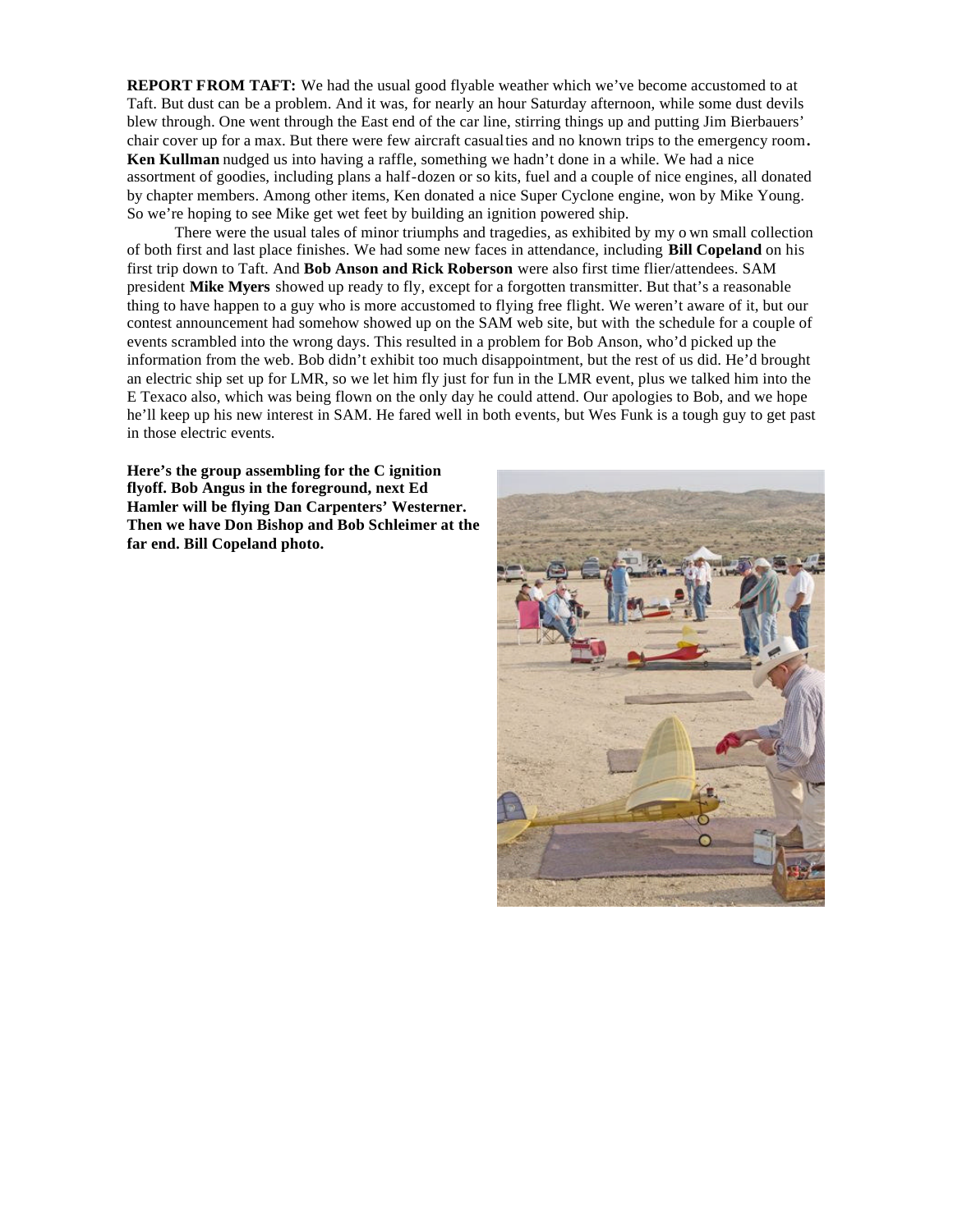**REPORT FROM TAFT:** We had the usual good flyable weather which we've become accustomed to at Taft. But dust can be a problem. And it was, for nearly an hour Saturday afternoon, while some dust devils blew through. One went through the East end of the car line, stirring things up and putting Jim Bierbauers' chair cover up for a max. But there were few aircraft casualties and no known trips to the emergency room. **Ken Kullman** nudged us into having a raffle, something we hadn't done in a while. We had a nice assortment of goodies, including plans a half-dozen or so kits, fuel and a couple of nice engines, all donated by chapter members. Among other items, Ken donated a nice Super Cyclone engine, won by Mike Young. So we're hoping to see Mike get wet feet by building an ignition powered ship.

There were the usual tales of minor triumphs and tragedies, as exhibited by my own small collection of both first and last place finishes. We had some new faces in attendance, including **Bill Copeland** on his first trip down to Taft. And **Bob Anson and Rick Roberson** were also first time flier/attendees. SAM president **Mike Myers** showed up ready to fly, except for a forgotten transmitter. But that's a reasonable thing to have happen to a guy who is more accustomed to flying free flight. We weren't aware of it, but our contest announcement had somehow showed up on the SAM web site, but with the schedule for a couple of events scrambled into the wrong days. This resulted in a problem for Bob Anson, who'd picked up the information from the web. Bob didn't exhibit too much disappointment, but the rest of us did. He'd brought an electric ship set up for LMR, so we let him fly just for fun in the LMR event, plus we talked him into the E Texaco also, which was being flown on the only day he could attend. Our apologies to Bob, and we hope he'll keep up his new interest in SAM. He fared well in both events, but Wes Funk is a tough guy to get past in those electric events.

**Here's the group assembling for the C ignition flyoff. Bob Angus in the foreground, next Ed Hamler will be flying Dan Carpenters' Westerner. Then we have Don Bishop and Bob Schleimer at the far end. Bill Copeland photo.**